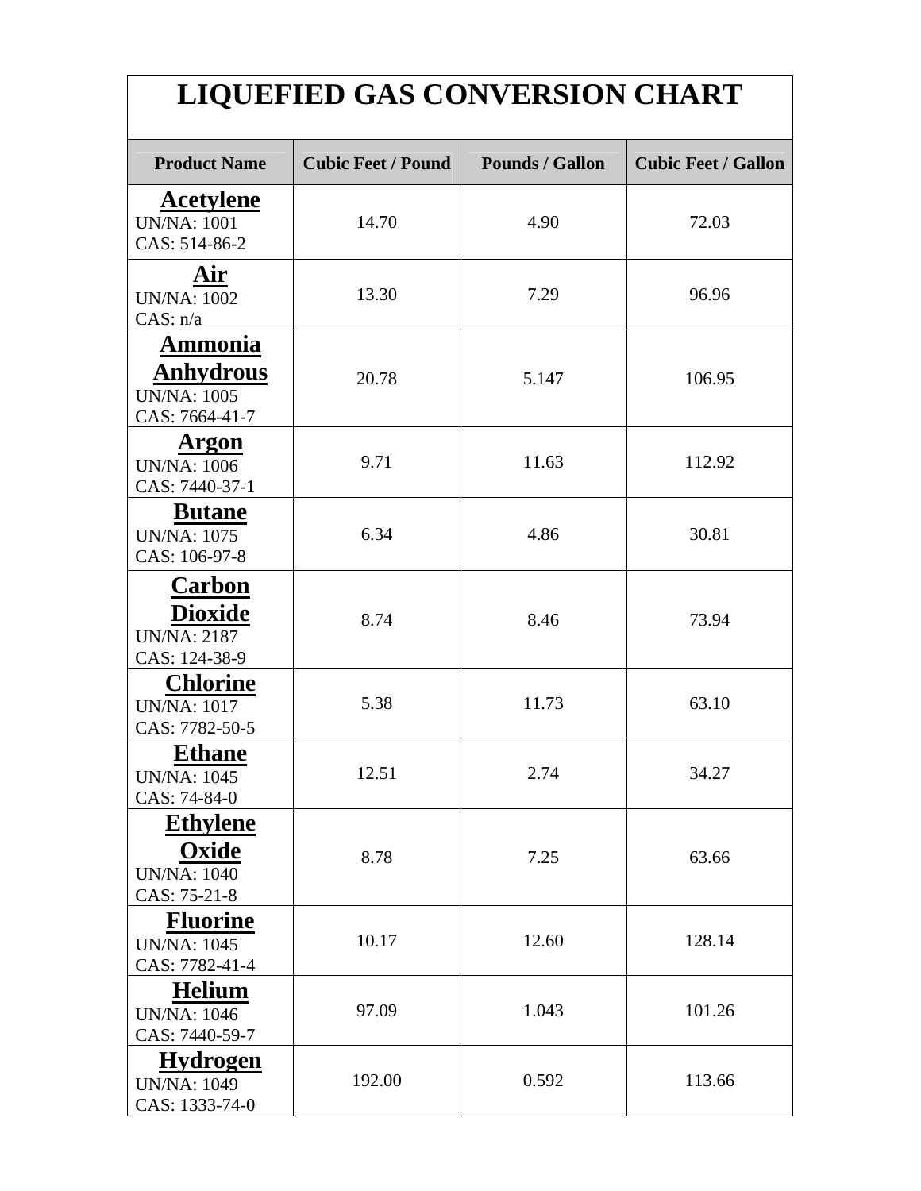# LIQUEFIED GAS CONVERSION CHART

| Product Name | Cubic Feet / Pound | Pounds / Gallon | Cubic Feet / Gallon |
|---|---|---|---|
| **Acetylene**<br>UN/NA: 1001<br>CAS: 514-86-2 | 14.70 | 4.90 | 72.03 |
| **Air**<br>UN/NA: 1002<br>CAS: n/a | 13.30 | 7.29 | 96.96 |
| **Ammonia Anhydrous**<br>UN/NA: 1005<br>CAS: 7664-41-7 | 20.78 | 5.147 | 106.95 |
| **Argon**<br>UN/NA: 1006<br>CAS: 7440-37-1 | 9.71 | 11.63 | 112.92 |
| **Butane**<br>UN/NA: 1075<br>CAS: 106-97-8 | 6.34 | 4.86 | 30.81 |
| **Carbon Dioxide**<br>UN/NA: 2187<br>CAS: 124-38-9 | 8.74 | 8.46 | 73.94 |
| **Chlorine**<br>UN/NA: 1017<br>CAS: 7782-50-5 | 5.38 | 11.73 | 63.10 |
| **Ethane**<br>UN/NA: 1045<br>CAS: 74-84-0 | 12.51 | 2.74 | 34.27 |
| **Ethylene Oxide**<br>UN/NA: 1040<br>CAS: 75-21-8 | 8.78 | 7.25 | 63.66 |
| **Fluorine**<br>UN/NA: 1045<br>CAS: 7782-41-4 | 10.17 | 12.60 | 128.14 |
| **Helium**<br>UN/NA: 1046<br>CAS: 7440-59-7 | 97.09 | 1.043 | 101.26 |
| **Hydrogen**<br>UN/NA: 1049<br>CAS: 1333-74-0 | 192.00 | 0.592 | 113.66 |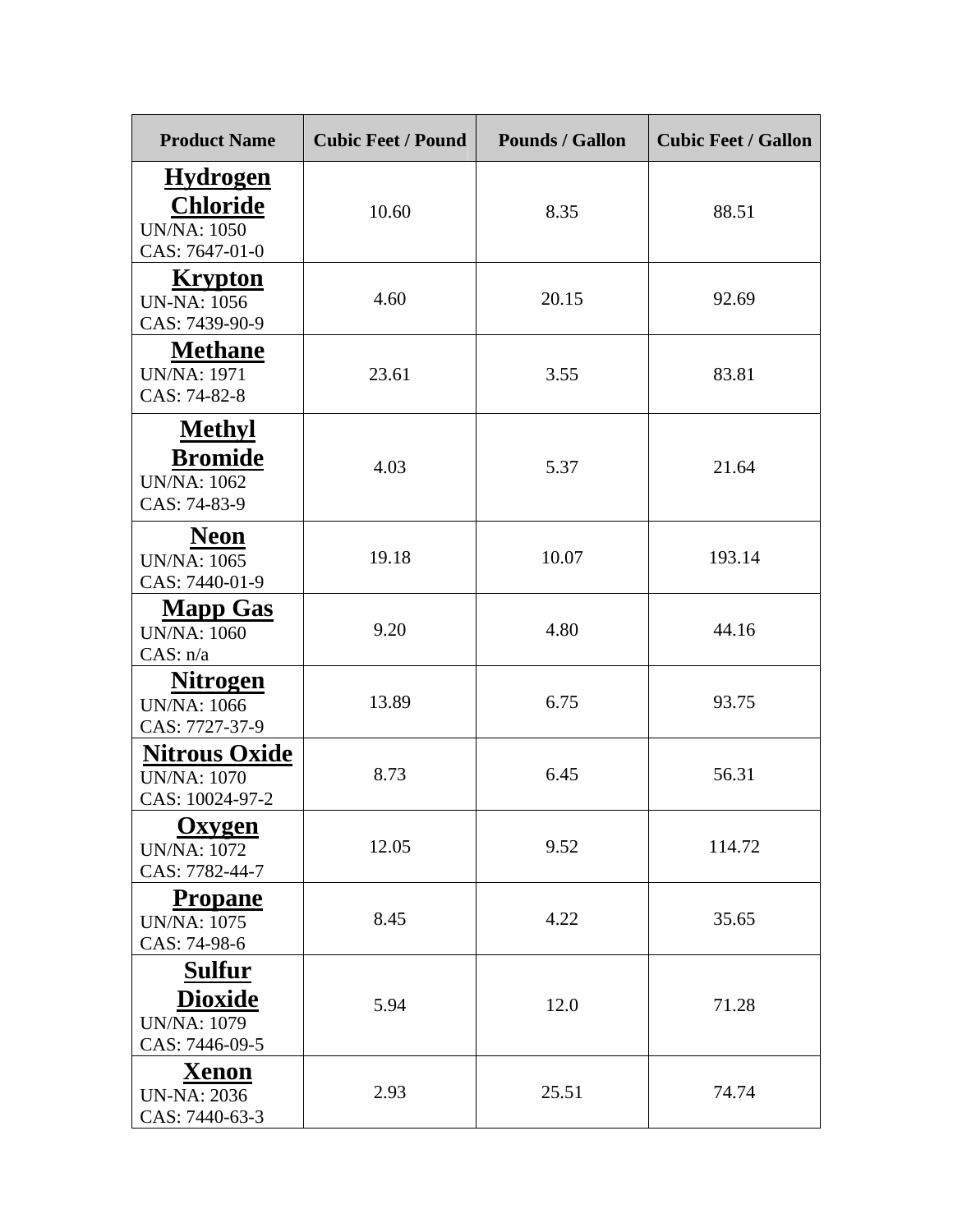| Product Name | Cubic Feet / Pound | Pounds / Gallon | Cubic Feet / Gallon |
|---|---|---|---|
| **Hydrogen Chloride** UN/NA: 1050 CAS: 7647-01-0 | 10.60 | 8.35 | 88.51 |
| **Krypton** UN-NA: 1056 CAS: 7439-90-9 | 4.60 | 20.15 | 92.69 |
| **Methane** UN/NA: 1971 CAS: 74-82-8 | 23.61 | 3.55 | 83.81 |
| **Methyl Bromide** UN/NA: 1062 CAS: 74-83-9 | 4.03 | 5.37 | 21.64 |
| **Neon** UN/NA: 1065 CAS: 7440-01-9 | 19.18 | 10.07 | 193.14 |
| **Mapp Gas** UN/NA: 1060 CAS: n/a | 9.20 | 4.80 | 44.16 |
| **Nitrogen** UN/NA: 1066 CAS: 7727-37-9 | 13.89 | 6.75 | 93.75 |
| **Nitrous Oxide** UN/NA: 1070 CAS: 10024-97-2 | 8.73 | 6.45 | 56.31 |
| **Oxygen** UN/NA: 1072 CAS: 7782-44-7 | 12.05 | 9.52 | 114.72 |
| **Propane** UN/NA: 1075 CAS: 74-98-6 | 8.45 | 4.22 | 35.65 |
| **Sulfur Dioxide** UN/NA: 1079 CAS: 7446-09-5 | 5.94 | 12.0 | 71.28 |
| **Xenon** UN-NA: 2036 CAS: 7440-63-3 | 2.93 | 25.51 | 74.74 |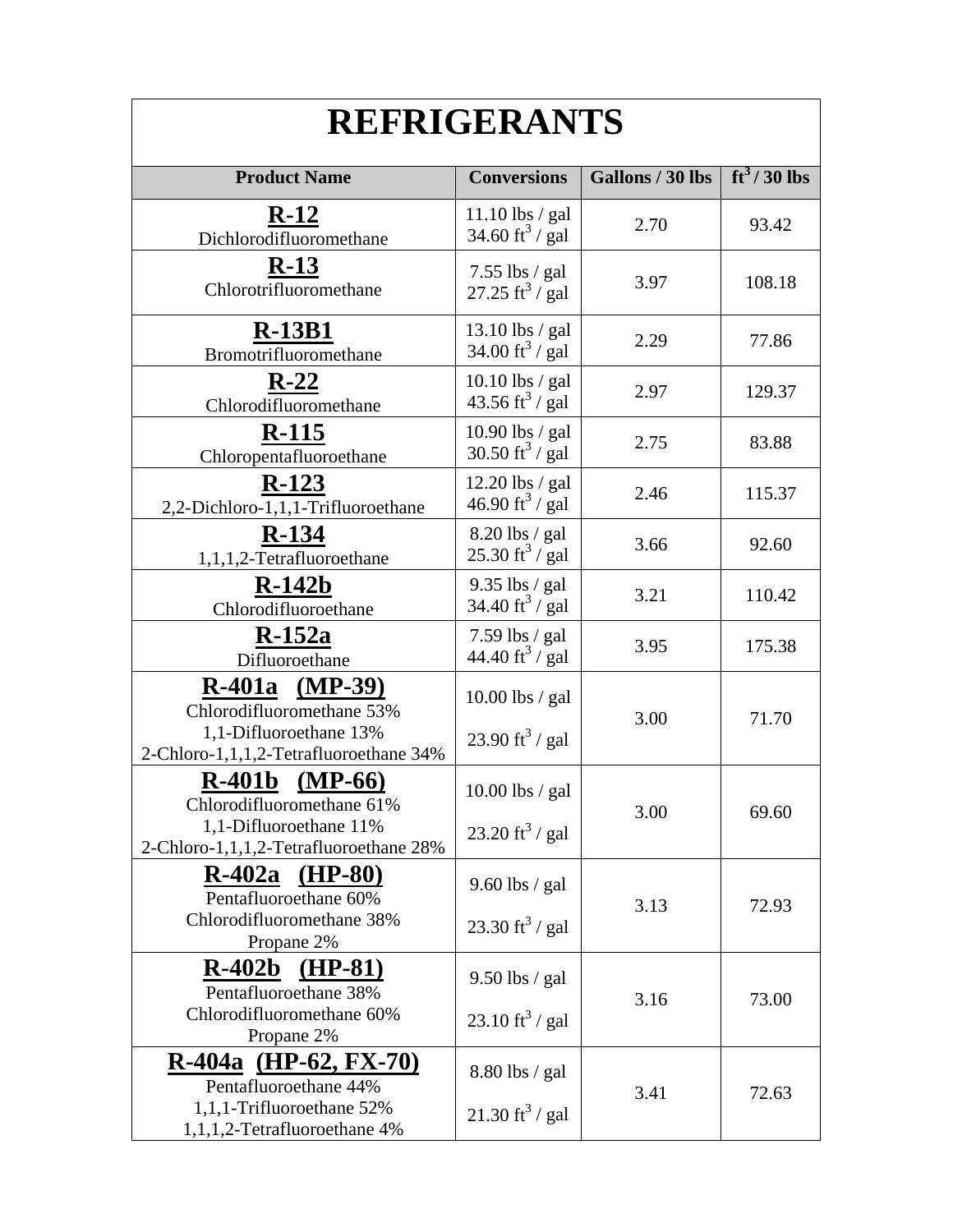# REFRIGERANTS

| Product Name | Conversions | Gallons / 30 lbs | $ft^3$ / 30 lbs |
|---|---|---|---|
| **R-12**<br>Dichlorodifluoromethane | 11.10 lbs / gal<br>34.60 $ft^3$ / gal | 2.70 | 93.42 |
| **R-13**<br>Chlorotrifluoromethane | 7.55 lbs / gal<br>27.25 $ft^3$ / gal | 3.97 | 108.18 |
| **R-13B1**<br>Bromotrifluoromethane | 13.10 lbs / gal<br>34.00 $ft^3$ / gal | 2.29 | 77.86 |
| **R-22**<br>Chlorodifluoromethane | 10.10 lbs / gal<br>43.56 $ft^3$ / gal | 2.97 | 129.37 |
| **R-115**<br>Chloropentafluoroethane | 10.90 lbs / gal<br>30.50 $ft^3$ / gal | 2.75 | 83.88 |
| **R-123**<br>2,2-Dichloro-1,1,1-Trifluoroethane | 12.20 lbs / gal<br>46.90 $ft^3$ / gal | 2.46 | 115.37 |
| **R-134**<br>1,1,1,2-Tetrafluoroethane | 8.20 lbs / gal<br>25.30 $ft^3$ / gal | 3.66 | 92.60 |
| **R-142b**<br>Chlorodifluoroethane | 9.35 lbs / gal<br>34.40 $ft^3$ / gal | 3.21 | 110.42 |
| **R-152a**<br>Difluoroethane | 7.59 lbs / gal<br>44.40 $ft^3$ / gal | 3.95 | 175.38 |
| **R-401a (MP-39)**<br>Chlorodifluoromethane 53%<br>1,1-Difluoroethane 13%<br>2-Chloro-1,1,1,2-Tetrafluoroethane 34% | 10.00 lbs / gal<br>23.90 $ft^3$ / gal | 3.00 | 71.70 |
| **R-401b (MP-66)**<br>Chlorodifluoromethane 61%<br>1,1-Difluoroethane 11%<br>2-Chloro-1,1,1,2-Tetrafluoroethane 28% | 10.00 lbs / gal<br>23.20 $ft^3$ / gal | 3.00 | 69.60 |
| **R-402a (HP-80)**<br>Pentafluoroethane 60%<br>Chlorodifluoromethane 38%<br>Propane 2% | 9.60 lbs / gal<br>23.30 $ft^3$ / gal | 3.13 | 72.93 |
| **R-402b (HP-81)**<br>Pentafluoroethane 38%<br>Chlorodifluoromethane 60%<br>Propane 2% | 9.50 lbs / gal<br>23.10 $ft^3$ / gal | 3.16 | 73.00 |
| **R-404a (HP-62, FX-70)**<br>Pentafluoroethane 44%<br>1,1,1-Trifluoroethane 52%<br>1,1,1,2-Tetrafluoroethane 4% | 8.80 lbs / gal<br>21.30 $ft^3$ / gal | 3.41 | 72.63 |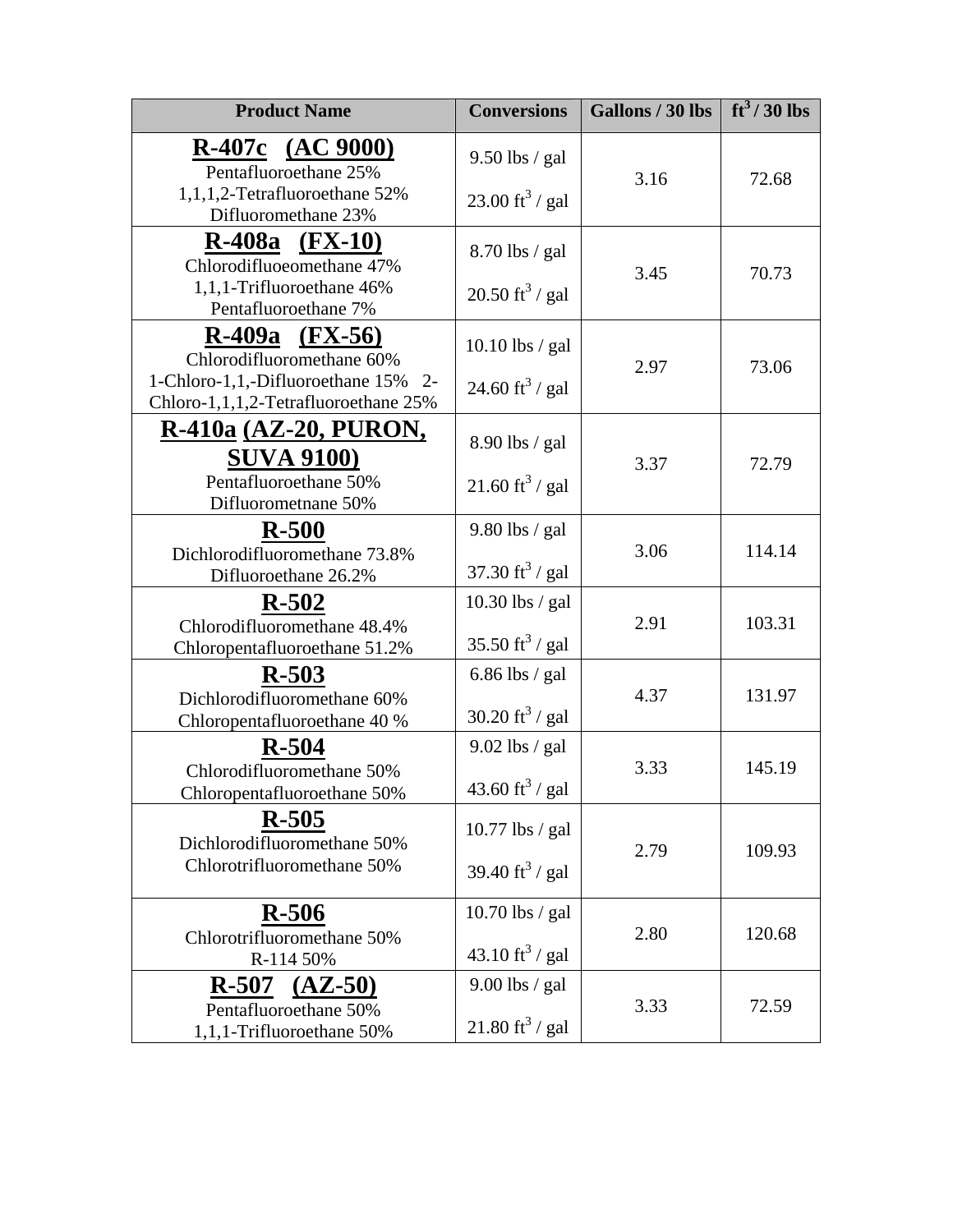| Product Name | Conversions | Gallons / 30 lbs | $ft^3$ / 30 lbs |
|---|---|---|---|
| **R-407c (AC 9000)**<br>Pentafluoroethane 25%<br>1,1,1,2-Tetrafluoroethane 52%<br>Difluoromethane 23% | 9.50 lbs / gal<br>23.00 $ft^3$ / gal | 3.16 | 72.68 |
| **R-408a (FX-10)**<br>Chlorodifluoeomethane 47%<br>1,1,1-Trifluoroethane 46%<br>Pentafluoroethane 7% | 8.70 lbs / gal<br>20.50 $ft^3$ / gal | 3.45 | 70.73 |
| **R-409a (FX-56)**<br>Chlorodifluoromethane 60%<br>1-Chloro-1,1,-Difluoroethane 15% 2-Chloro-1,1,1,2-Tetrafluoroethane 25% | 10.10 lbs / gal<br>24.60 $ft^3$ / gal | 2.97 | 73.06 |
| **R-410a (AZ-20, PURON, SUVA 9100)**<br>Pentafluoroethane 50%<br>Difluorometnane 50% | 8.90 lbs / gal<br>21.60 $ft^3$ / gal | 3.37 | 72.79 |
| **R-500**<br>Dichlorodifluoromethane 73.8%<br>Difluoroethane 26.2% | 9.80 lbs / gal<br>37.30 $ft^3$ / gal | 3.06 | 114.14 |
| **R-502**<br>Chlorodifluoromethane 48.4%<br>Chloropentafluoroethane 51.2% | 10.30 lbs / gal<br>35.50 $ft^3$ / gal | 2.91 | 103.31 |
| **R-503**<br>Dichlorodifluoromethane 60%<br>Chloropentafluoroethane 40 % | 6.86 lbs / gal<br>30.20 $ft^3$ / gal | 4.37 | 131.97 |
| **R-504**<br>Chlorodifluoromethane 50%<br>Chloropentafluoroethane 50% | 9.02 lbs / gal<br>43.60 $ft^3$ / gal | 3.33 | 145.19 |
| **R-505**<br>Dichlorodifluoromethane 50%<br>Chlorotrifluoromethane 50% | 10.77 lbs / gal<br>39.40 $ft^3$ / gal | 2.79 | 109.93 |
| **R-506**<br>Chlorotrifluoromethane 50%<br>R-114 50% | 10.70 lbs / gal<br>43.10 $ft^3$ / gal | 2.80 | 120.68 |
| **R-507 (AZ-50)**<br>Pentafluoroethane 50%<br>1,1,1-Trifluoroethane 50% | 9.00 lbs / gal<br>21.80 $ft^3$ / gal | 3.33 | 72.59 |